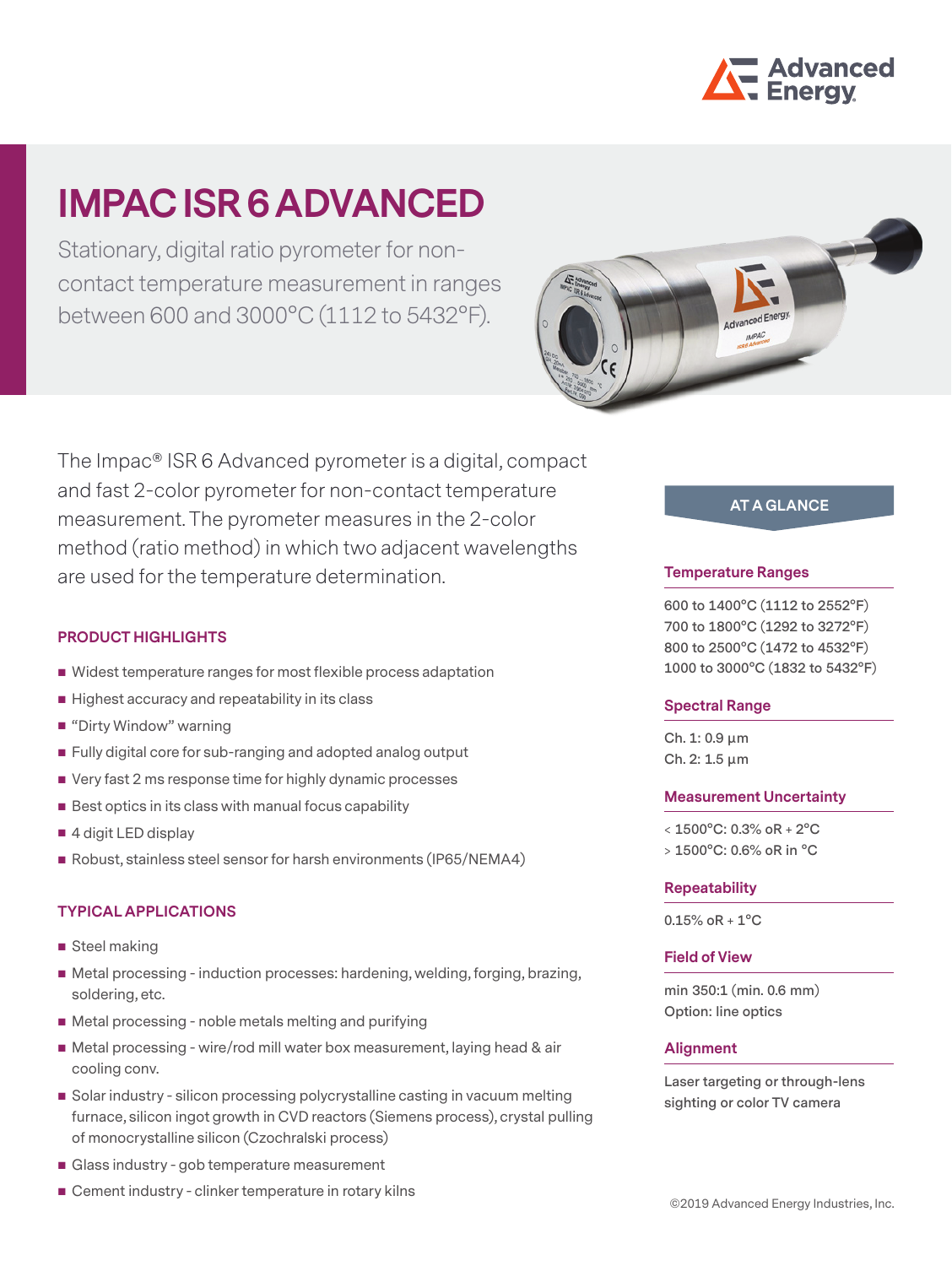# IMPAC ISR 6 ADVANCED

Stationary, digital ratio pyrometer for non-contact temperature measurement in ranges between 600 and 3000°C (1112 to 5432°F).

The Impac® ISR 6 Advanced pyrometer is a digital, compact and fast 2-color pyrometer for non-contact temperature measurement. The pyrometer measures in the 2-color method (ratio method) in which two adjacent wavelengths are used for the temperature determination.

## PRODUCT HIGHLIGHTS

- Widest temperature ranges for most flexible process adaptation
- Highest accuracy and repeatability in its class
- "Dirty Window" warning
- Fully digital core for sub-ranging and adopted analog output
- Very fast 2 ms response time for highly dynamic processes
- Best optics in its class with manual focus capability
- 4 digit LED display
- Robust, stainless steel sensor for harsh environments (IP65/NEMA4)

## TYPICAL APPLICATIONS

- Steel making
- Metal processing - induction processes: hardening, welding, forging, brazing, soldering, etc.
- Metal processing - noble metals melting and purifying
- Metal processing - wire/rod mill water box measurement, laying head & air cooling conv.
- Solar industry - silicon processing polycrystalline casting in vacuum melting furnace, silicon ingot growth in CVD reactors (Siemens process), crystal pulling of monocrystalline silicon (Czochralski process)
- Glass industry - gob temperature measurement
- Cement industry - clinker temperature in rotary kilns

## AT A GLANCE

### Temperature Ranges

600 to 1400°C (1112 to 2552°F)
700 to 1800°C (1292 to 3272°F)
800 to 2500°C (1472 to 4532°F)
1000 to 3000°C (1832 to 5432°F)

### Spectral Range

Ch. 1: 0.9 µm
Ch. 2: 1.5 µm

### Measurement Uncertainty

< 1500°C: 0.3% oR + 2°C
> 1500°C: 0.6% oR in °C

### Repeatability

0.15% oR + 1°C

### Field of View

min 350:1 (min. 0.6 mm)
Option: line optics

### Alignment

Laser targeting or through-lens sighting or color TV camera

©2019 Advanced Energy Industries, Inc.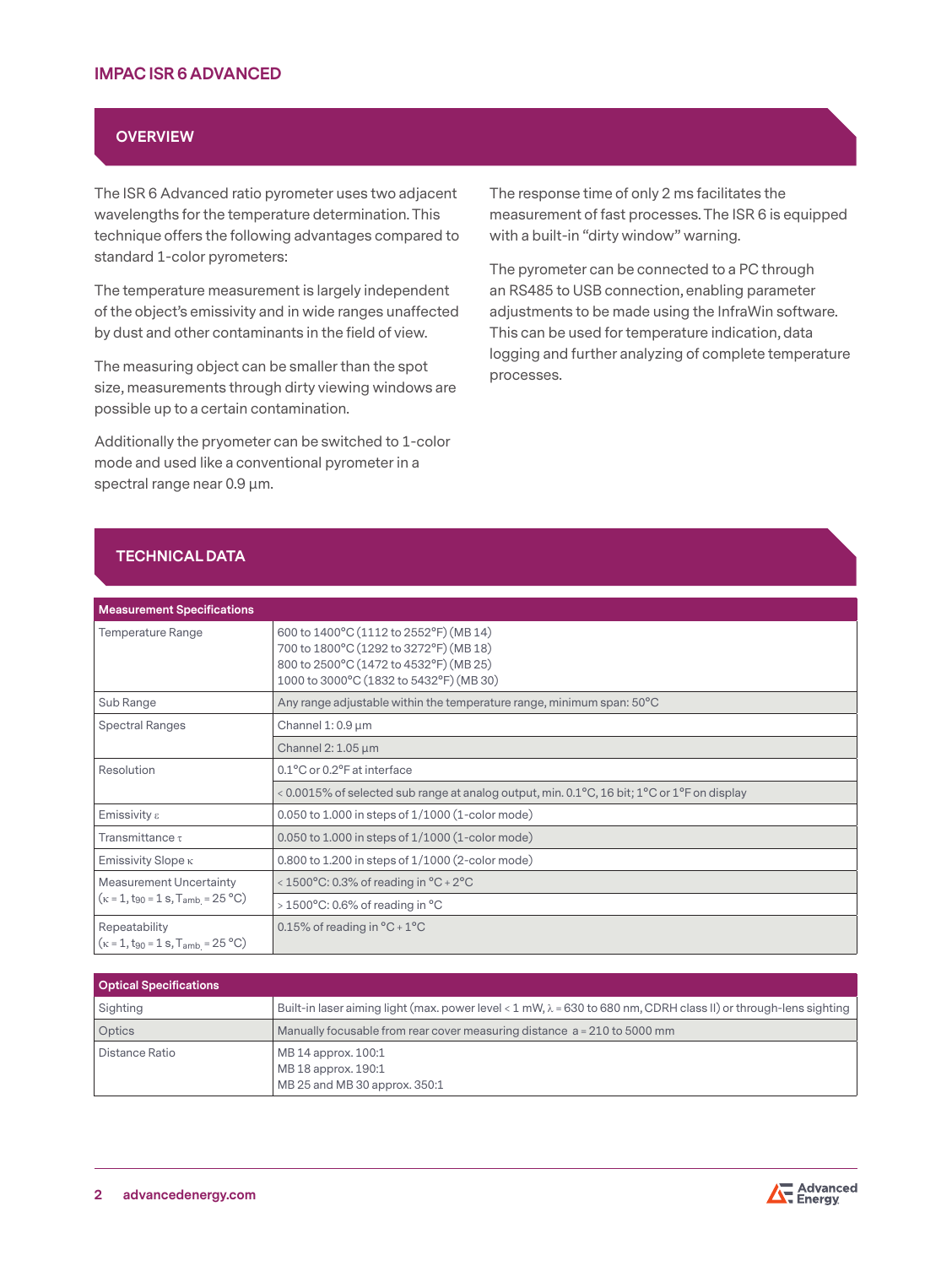# IMPAC ISR 6 ADVANCED

## OVERVIEW

The ISR 6 Advanced ratio pyrometer uses two adjacent wavelengths for the temperature determination. This technique offers the following advantages compared to standard 1-color pyrometers:

The temperature measurement is largely independent of the object's emissivity and in wide ranges unaffected by dust and other contaminants in the field of view.

The measuring object can be smaller than the spot size, measurements through dirty viewing windows are possible up to a certain contamination.

Additionally the pryometer can be switched to 1-color mode and used like a conventional pyrometer in a spectral range near 0.9 µm.

The response time of only 2 ms facilitates the measurement of fast processes. The ISR 6 is equipped with a built-in "dirty window" warning.

The pyrometer can be connected to a PC through an RS485 to USB connection, enabling parameter adjustments to be made using the InfraWin software. This can be used for temperature indication, data logging and further analyzing of complete temperature processes.

## TECHNICAL DATA

| Measurement Specifications | |
|---|---|
| Temperature Range | 600 to 1400°C (1112 to 2552°F) (MB 14)<br>700 to 1800°C (1292 to 3272°F) (MB 18)<br>800 to 2500°C (1472 to 4532°F) (MB 25)<br>1000 to 3000°C (1832 to 5432°F) (MB 30) |
| Sub Range | Any range adjustable within the temperature range, minimum span: 50°C |
| Spectral Ranges | Channel 1: 0.9 µm |
| | Channel 2: 1.05 µm |
| Resolution | 0.1°C or 0.2°F at interface |
| | < 0.0015% of selected sub range at analog output, min. 0.1°C, 16 bit; 1°C or 1°F on display |
| Emissivity $\varepsilon$ | 0.050 to 1.000 in steps of 1/1000 (1-color mode) |
| Transmittance $\tau$ | 0.050 to 1.000 in steps of 1/1000 (1-color mode) |
| Emissivity Slope $\kappa$ | 0.800 to 1.200 in steps of 1/1000 (2-color mode) |
| Measurement Uncertainty ($\kappa = 1$, $t_{90} = 1$ s, $T_{amb.} = 25$ °C) | < 1500°C: 0.3% of reading in °C + 2°C |
| | > 1500°C: 0.6% of reading in °C |
| Repeatability ($\kappa = 1$, $t_{90} = 1$ s, $T_{amb.} = 25$ °C) | 0.15% of reading in °C + 1°C |

| Optical Specifications | |
|---|---|
| Sighting | Built-in laser aiming light (max. power level < 1 mW, $\lambda$ = 630 to 680 nm, CDRH class II) or through-lens sighting |
| Optics | Manually focusable from rear cover measuring distance a = 210 to 5000 mm |
| Distance Ratio | MB 14 approx. 100:1<br>MB 18 approx. 190:1<br>MB 25 and MB 30 approx. 350:1 |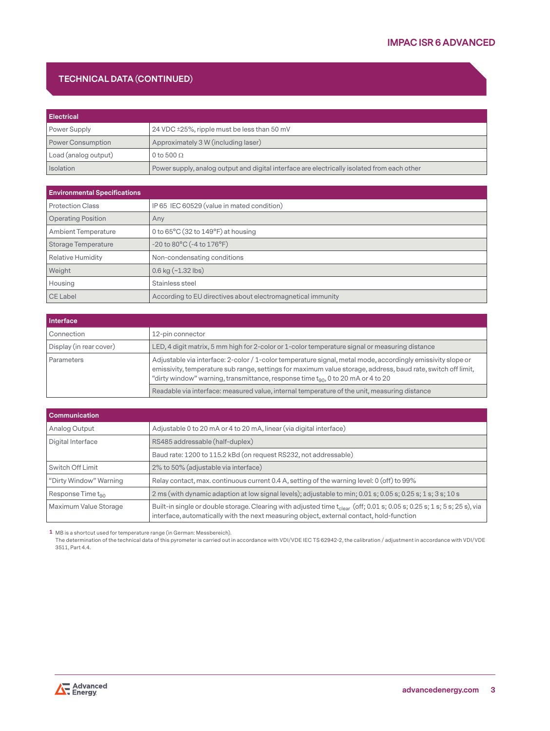## TECHNICAL DATA (CONTINUED)

| Electrical | |
|---|---|
| Power Supply | 24 VDC ±25%, ripple must be less than 50 mV |
| Power Consumption | Approximately 3 W (including laser) |
| Load (analog output) | 0 to 500 Ω |
| Isolation | Power supply, analog output and digital interface are electrically isolated from each other |

| Environmental Specifications | |
|---|---|
| Protection Class | IP 65 IEC 60529 (value in mated condition) |
| Operating Position | Any |
| Ambient Temperature | 0 to 65°C (32 to 149°F) at housing |
| Storage Temperature | -20 to 80°C (-4 to 176°F) |
| Relative Humidity | Non-condensating conditions |
| Weight | 0.6 kg (~1.32 lbs) |
| Housing | Stainless steel |
| CE Label | According to EU directives about electromagnetical immunity |

| Interface | |
|---|---|
| Connection | 12-pin connector |
| Display (in rear cover) | LED, 4 digit matrix, 5 mm high for 2-color or 1-color temperature signal or measuring distance |
| Parameters | Adjustable via interface: 2-color / 1-color temperature signal, metal mode, accordingly emissivity slope or emissivity, temperature sub range, settings for maximum value storage, address, baud rate, switch off limit, “dirty window” warning, transmittance, response time $t_{90}$, 0 to 20 mA or 4 to 20 |
| | Readable via interface: measured value, internal temperature of the unit, measuring distance |

| Communication | |
|---|---|
| Analog Output | Adjustable 0 to 20 mA or 4 to 20 mA, linear (via digital interface) |
| Digital Interface | RS485 addressable (half-duplex) |
| | Baud rate: 1200 to 115.2 kBd (on request RS232, not addressable) |
| Switch Off Limit | 2% to 50% (adjustable via interface) |
| “Dirty Window” Warning | Relay contact, max. continuous current 0.4 A, setting of the warning level: 0 (off) to 99% |
| Response Time $t_{90}$ | 2 ms (with dynamic adaption at low signal levels); adjustable to min; 0.01 s; 0.05 s; 0.25 s; 1 s; 3 s; 10 s |
| Maximum Value Storage | Built-in single or double storage. Clearing with adjusted time $t_{clear}$ (off; 0.01 s; 0.05 s; 0.25 s; 1 s; 5 s; 25 s), via interface, automatically with the next measuring object, external contact, hold-function |

1 MB is a shortcut used for temperature range (in German: Messbereich).
The determination of the technical data of this pyrometer is carried out in accordance with VDI/VDE IEC TS 62942-2, the calibration / adjustment in accordance with VDI/VDE 3511, Part 4.4.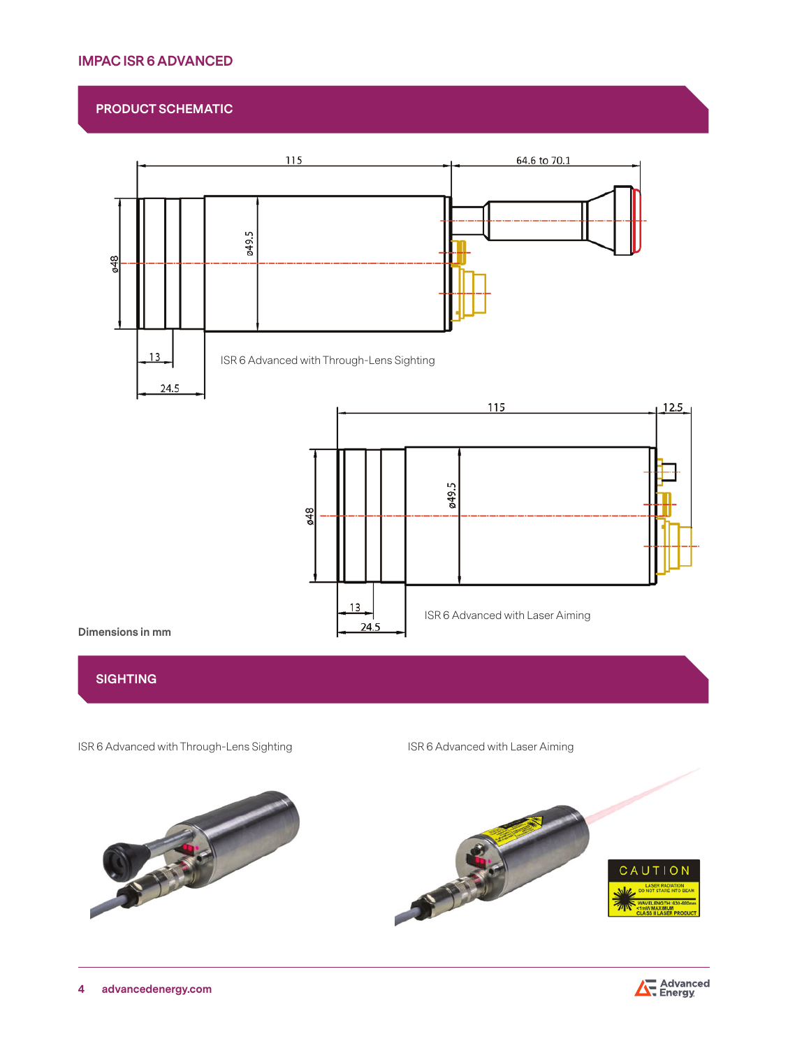# IMPAC ISR 6 ADVANCED

## PRODUCT SCHEMATIC

115

64.6 to 70.1

ø48

ø49.5

13

24.5

ISR 6 Advanced with Through-Lens Sighting

115

12.5

ø48

ø49.5

13

24.5

ISR 6 Advanced with Laser Aiming

**Dimensions in mm**

## SIGHTING

ISR 6 Advanced with Through-Lens Sighting

ISR 6 Advanced with Laser Aiming

CAUTION

LASER RADIATION
DO NOT STARE INTO BEAM

WAVELENGTH: 630-680nm
<1mW MAXIMUM
CLASS II LASER PRODUCT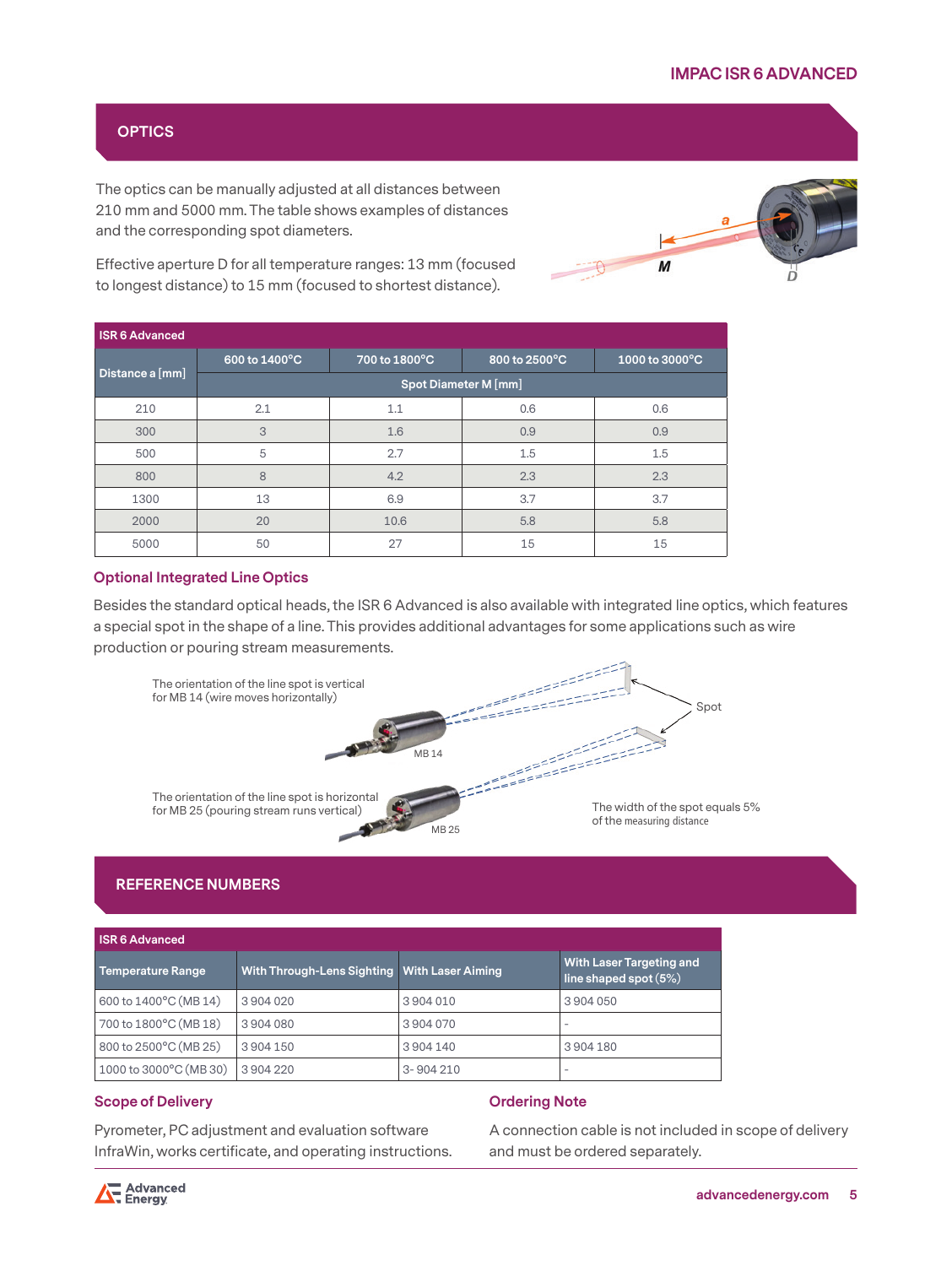## OPTICS

The optics can be manually adjusted at all distances between 210 mm and 5000 mm. The table shows examples of distances and the corresponding spot diameters.

Effective aperture D for all temperature ranges: 13 mm (focused to longest distance) to 15 mm (focused to shortest distance).

| ISR 6 Advanced | | | | |
|---|---|---|---|---|
| Distance a [mm] | 600 to 1400°C | 700 to 1800°C | 800 to 2500°C | 1000 to 3000°C |
| | Spot Diameter M [mm] | | | |
| 210 | 2.1 | 1.1 | 0.6 | 0.6 |
| 300 | 3 | 1.6 | 0.9 | 0.9 |
| 500 | 5 | 2.7 | 1.5 | 1.5 |
| 800 | 8 | 4.2 | 2.3 | 2.3 |
| 1300 | 13 | 6.9 | 3.7 | 3.7 |
| 2000 | 20 | 10.6 | 5.8 | 5.8 |
| 5000 | 50 | 27 | 15 | 15 |

### Optional Integrated Line Optics

Besides the standard optical heads, the ISR 6 Advanced is also available with integrated line optics, which features a special spot in the shape of a line. This provides additional advantages for some applications such as wire production or pouring stream measurements.

The orientation of the line spot is vertical for MB 14 (wire moves horizontally)

The orientation of the line spot is horizontal for MB 25 (pouring stream runs vertical)

The width of the spot equals 5% of the measuring distance

## REFERENCE NUMBERS

| ISR 6 Advanced | | | |
|---|---|---|---|
| Temperature Range | With Through-Lens Sighting | With Laser Aiming | With Laser Targeting and line shaped spot (5%) |
| 600 to 1400°C (MB 14) | 3 904 020 | 3 904 010 | 3 904 050 |
| 700 to 1800°C (MB 18) | 3 904 080 | 3 904 070 | - |
| 800 to 2500°C (MB 25) | 3 904 150 | 3 904 140 | 3 904 180 |
| 1000 to 3000°C (MB 30) | 3 904 220 | 3- 904 210 | - |

### Scope of Delivery

Pyrometer, PC adjustment and evaluation software InfraWin, works certificate, and operating instructions.

### Ordering Note

A connection cable is not included in scope of delivery and must be ordered separately.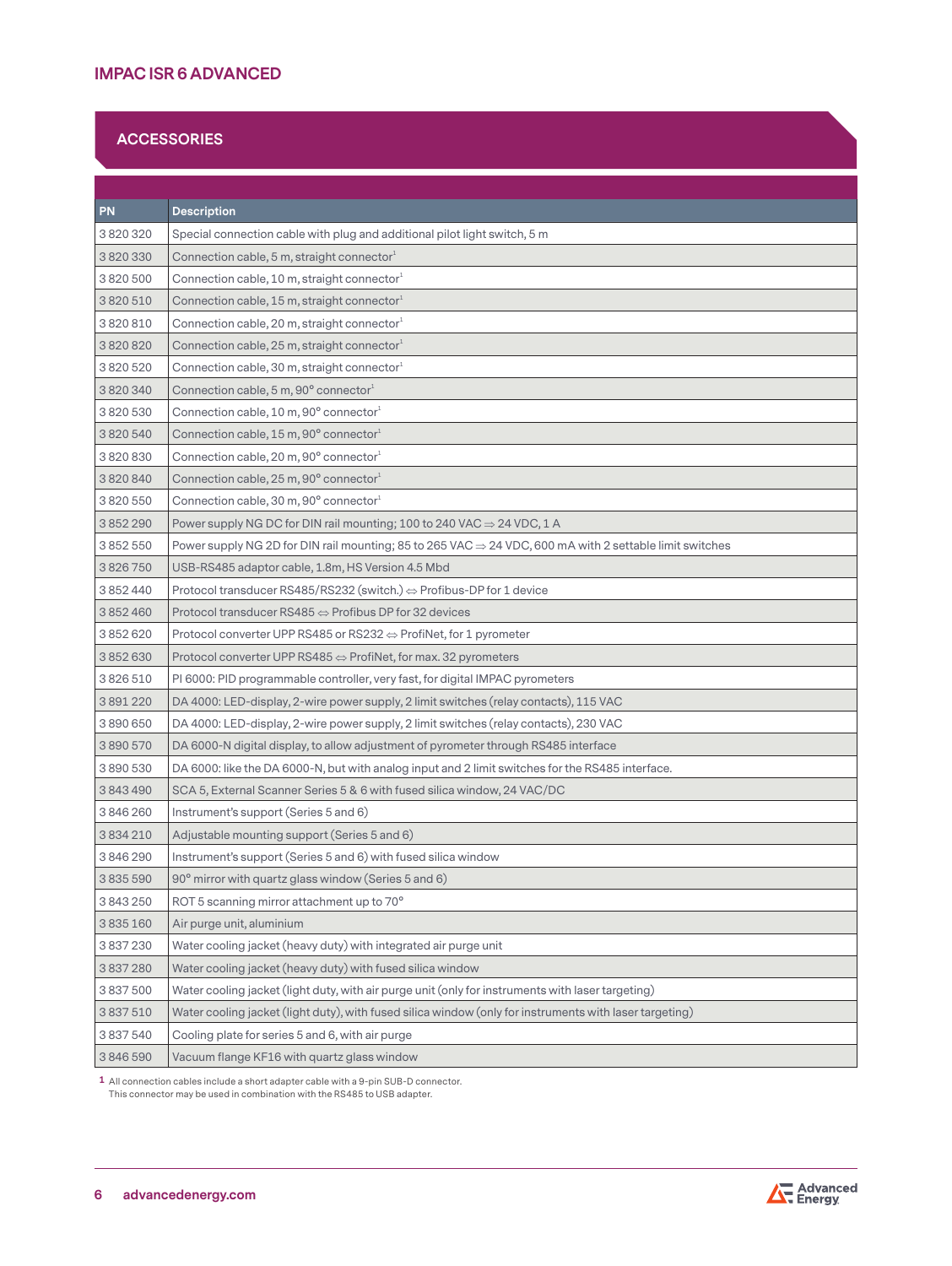## ACCESSORIES

| PN | Description |
|---|---|
| 3 820 320 | Special connection cable with plug and additional pilot light switch, 5 m |
| 3 820 330 | Connection cable, 5 m, straight connector[1] |
| 3 820 500 | Connection cable, 10 m, straight connector[1] |
| 3 820 510 | Connection cable, 15 m, straight connector[1] |
| 3 820 810 | Connection cable, 20 m, straight connector[1] |
| 3 820 820 | Connection cable, 25 m, straight connector[1] |
| 3 820 520 | Connection cable, 30 m, straight connector[1] |
| 3 820 340 | Connection cable, 5 m, 90° connector[1] |
| 3 820 530 | Connection cable, 10 m, 90° connector[1] |
| 3 820 540 | Connection cable, 15 m, 90° connector[1] |
| 3 820 830 | Connection cable, 20 m, 90° connector[1] |
| 3 820 840 | Connection cable, 25 m, 90° connector[1] |
| 3 820 550 | Connection cable, 30 m, 90° connector[1] |
| 3 852 290 | Power supply NG DC for DIN rail mounting; 100 to 240 VAC ⇒ 24 VDC, 1 A |
| 3 852 550 | Power supply NG 2D for DIN rail mounting; 85 to 265 VAC ⇒ 24 VDC, 600 mA with 2 settable limit switches |
| 3 826 750 | USB-RS485 adaptor cable, 1.8m, HS Version 4.5 Mbd |
| 3 852 440 | Protocol transducer RS485/RS232 (switch.) ⇔ Profibus-DP for 1 device |
| 3 852 460 | Protocol transducer RS485 ⇔ Profibus DP for 32 devices |
| 3 852 620 | Protocol converter UPP RS485 or RS232 ⇔ ProfiNet, for 1 pyrometer |
| 3 852 630 | Protocol converter UPP RS485 ⇔ ProfiNet, for max. 32 pyrometers |
| 3 826 510 | PI 6000: PID programmable controller, very fast, for digital IMPAC pyrometers |
| 3 891 220 | DA 4000: LED-display, 2-wire power supply, 2 limit switches (relay contacts), 115 VAC |
| 3 890 650 | DA 4000: LED-display, 2-wire power supply, 2 limit switches (relay contacts), 230 VAC |
| 3 890 570 | DA 6000-N digital display, to allow adjustment of pyrometer through RS485 interface |
| 3 890 530 | DA 6000: like the DA 6000-N, but with analog input and 2 limit switches for the RS485 interface. |
| 3 843 490 | SCA 5, External Scanner Series 5 & 6 with fused silica window, 24 VAC/DC |
| 3 846 260 | Instrument's support (Series 5 and 6) |
| 3 834 210 | Adjustable mounting support (Series 5 and 6) |
| 3 846 290 | Instrument's support (Series 5 and 6) with fused silica window |
| 3 835 590 | 90° mirror with quartz glass window (Series 5 and 6) |
| 3 843 250 | ROT 5 scanning mirror attachment up to 70° |
| 3 835 160 | Air purge unit, aluminium |
| 3 837 230 | Water cooling jacket (heavy duty) with integrated air purge unit |
| 3 837 280 | Water cooling jacket (heavy duty) with fused silica window |
| 3 837 500 | Water cooling jacket (light duty, with air purge unit (only for instruments with laser targeting) |
| 3 837 510 | Water cooling jacket (light duty), with fused silica window (only for instruments with laser targeting) |
| 3 837 540 | Cooling plate for series 5 and 6, with air purge |
| 3 846 590 | Vacuum flange KF16 with quartz glass window |

[1] All connection cables include a short adapter cable with a 9-pin SUB-D connector. This connector may be used in combination with the RS485 to USB adapter.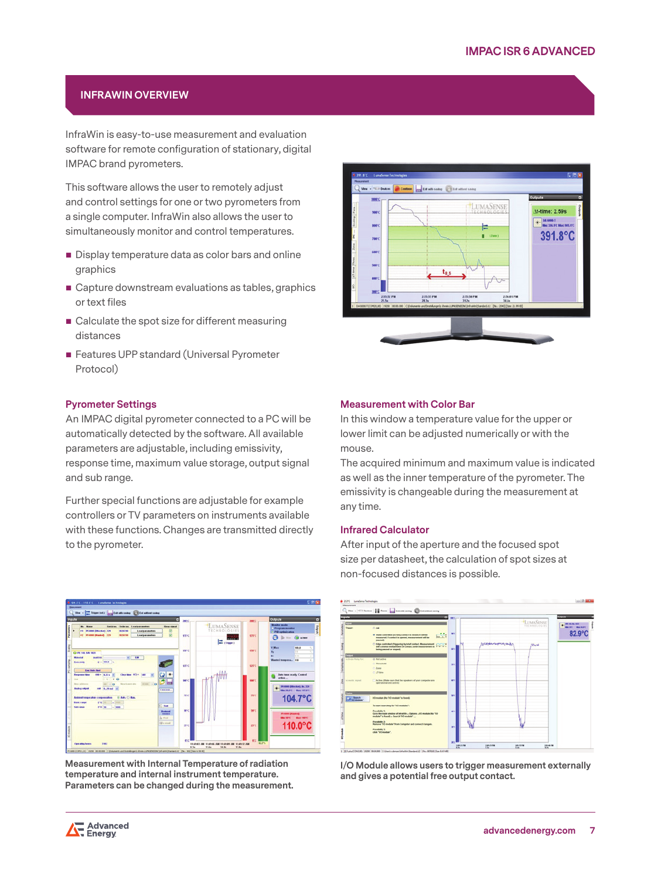## INFRAWIN OVERVIEW

InfraWin is easy-to-use measurement and evaluation software for remote configuration of stationary, digital IMPAC brand pyrometers.

This software allows the user to remotely adjust and control settings for one or two pyrometers from a single computer. InfraWin also allows the user to simultaneously monitor and control temperatures.

- Display temperature data as color bars and online graphics
- Capture downstream evaluations as tables, graphics or text files
- Calculate the spot size for different measuring distances
- Features UPP standard (Universal Pyrometer Protocol)

### Pyrometer Settings

An IMPAC digital pyrometer connected to a PC will be automatically detected by the software. All available parameters are adjustable, including emissivity, response time, maximum value storage, output signal and sub range.

Further special functions are adjustable for example controllers or TV parameters on instruments available with these functions. Changes are transmitted directly to the pyrometer.

### Measurement with Color Bar

In this window a temperature value for the upper or lower limit can be adjusted numerically or with the mouse.

The acquired minimum and maximum value is indicated as well as the inner temperature of the pyrometer. The emissivity is changeable during the measurement at any time.

### Infrared Calculator

After input of the aperture and the focused spot size per datasheet, the calculation of spot sizes at non-focused distances is possible.

**Measurement with Internal Temperature of radiation temperature and internal instrument temperature. Parameters can be changed during the measurement.**

**I/O Module allows users to trigger measurement externally and gives a potential free output contact.**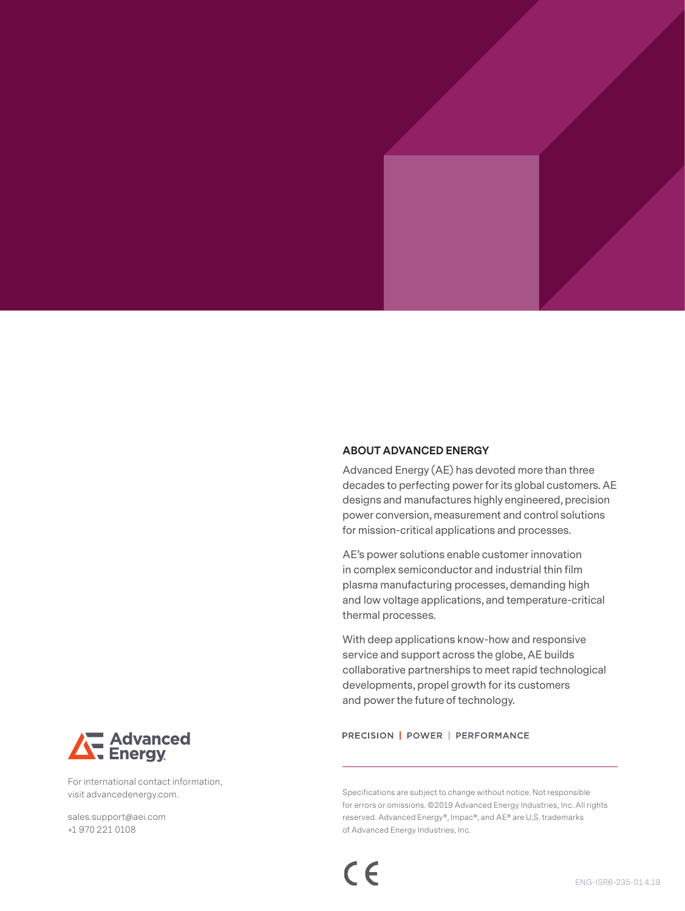## ABOUT ADVANCED ENERGY

Advanced Energy (AE) has devoted more than three decades to perfecting power for its global customers. AE designs and manufactures highly engineered, precision power conversion, measurement and control solutions for mission-critical applications and processes.

AE's power solutions enable customer innovation in complex semiconductor and industrial thin film plasma manufacturing processes, demanding high and low voltage applications, and temperature-critical thermal processes.

With deep applications know-how and responsive service and support across the globe, AE builds collaborative partnerships to meet rapid technological developments, propel growth for its customers and power the future of technology.

PRECISION | POWER | PERFORMANCE

Advanced Energy

For international contact information, visit advancedenergy.com.

sales.support@aei.com
+1 970 221 0108

Specifications are subject to change without notice. Not responsible for errors or omissions. ©2019 Advanced Energy Industries, Inc. All rights reserved. Advanced Energy®, Impac®, and AE® are U.S. trademarks of Advanced Energy Industries, Inc.

CE

ENG-ISR6-235-01 4.19